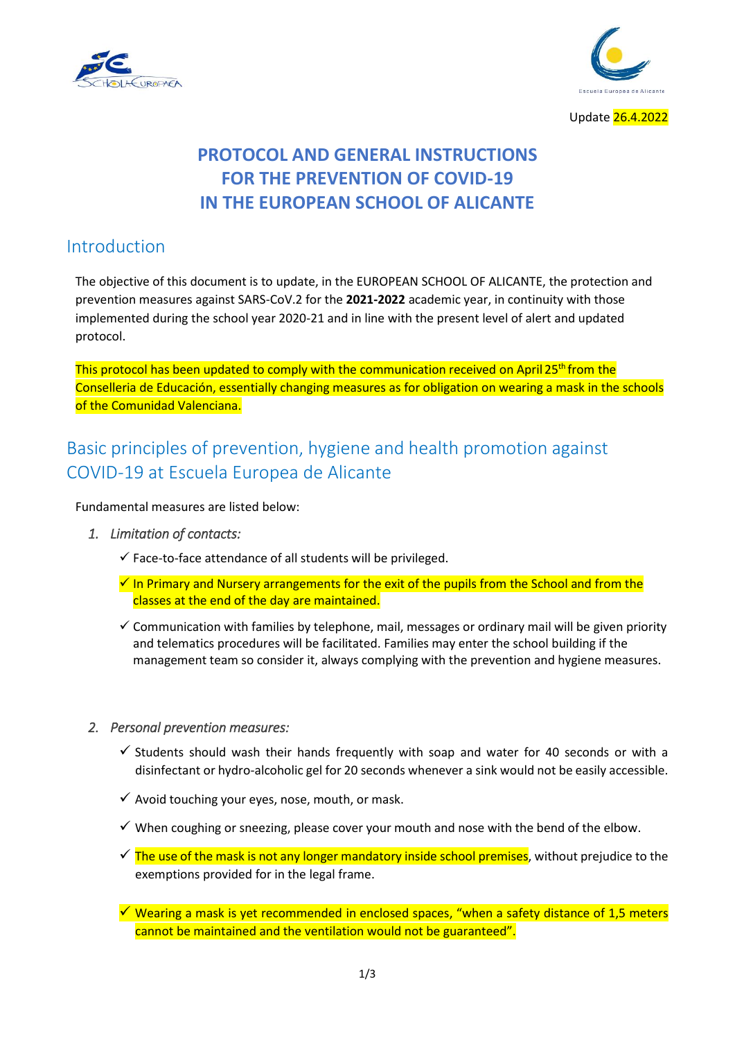Update 26.4.2022

# PROTOCOL AND GENERAL INSTRUCTIONS FOR THE PREVENTION OF COVID-19 IN THE EUROPEAN SCHOOL OF ALICANTE

## Introduction

The objective of this document is to update, in the EUROPEAN SCHOOL OF ALICANTE, the protection and prevention measures against SARS-CoV.2 for the **2021-2022** academic year, in continuity with those implemented during the school year 2020-21 and in line with the present level of alert and updated protocol.

This protocol has been updated to comply with the communication received on April 25th from the Conselleria de Educación, essentially changing measures as for obligation on wearing a mask in the schools of the Comunidad Valenciana.

## Basic principles of prevention, hygiene and health promotion against COVID-19 at Escuela Europea de Alicante

Fundamental measures are listed below:

1. *Limitation of contacts:*
   - ✓ Face-to-face attendance of all students will be privileged.
   - ✓ In Primary and Nursery arrangements for the exit of the pupils from the School and from the classes at the end of the day are maintained.
   - ✓ Communication with families by telephone, mail, messages or ordinary mail will be given priority and telematics procedures will be facilitated. Families may enter the school building if the management team so consider it, always complying with the prevention and hygiene measures.

2. *Personal prevention measures:*
   - ✓ Students should wash their hands frequently with soap and water for 40 seconds or with a disinfectant or hydro-alcoholic gel for 20 seconds whenever a sink would not be easily accessible.
   - ✓ Avoid touching your eyes, nose, mouth, or mask.
   - ✓ When coughing or sneezing, please cover your mouth and nose with the bend of the elbow.
   - ✓ The use of the mask is not any longer mandatory inside school premises, without prejudice to the exemptions provided for in the legal frame.
   - ✓ Wearing a mask is yet recommended in enclosed spaces, "when a safety distance of 1,5 meters cannot be maintained and the ventilation would not be guaranteed".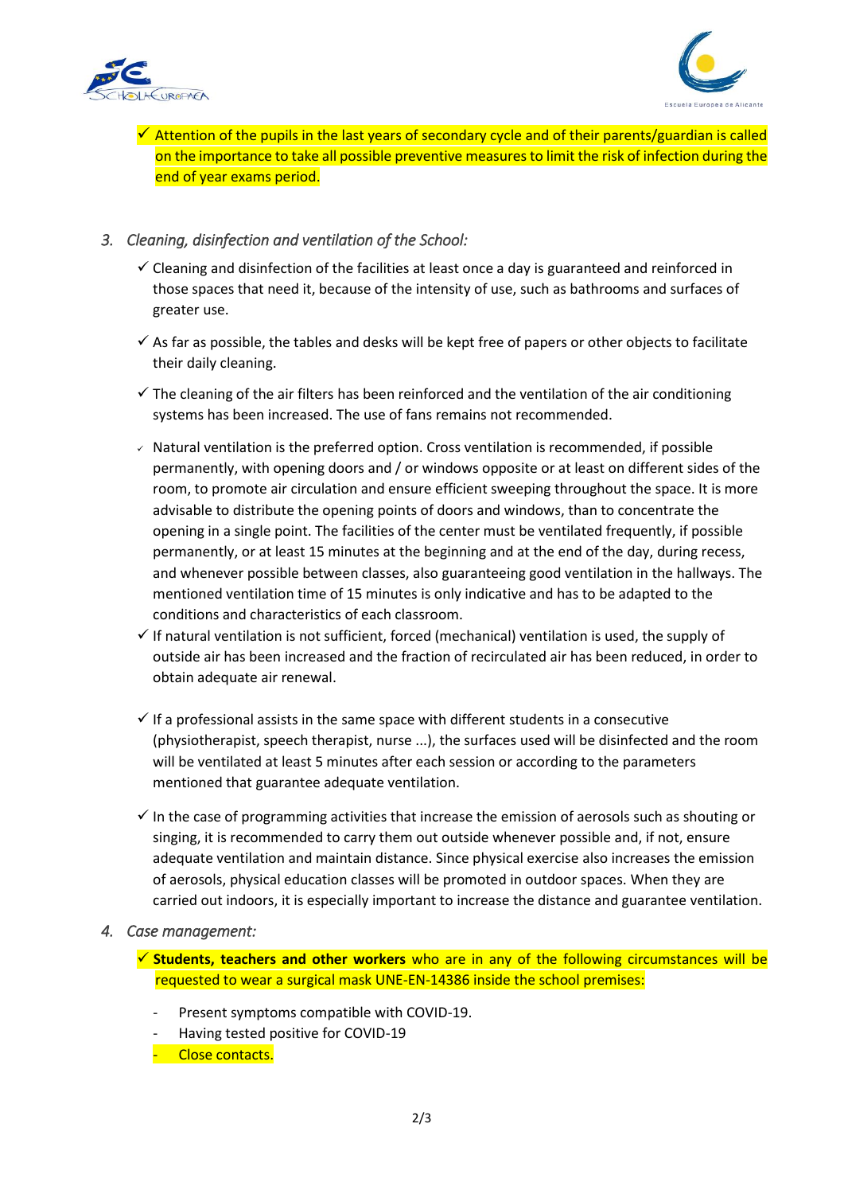- ✓ Attention of the pupils in the last years of secondary cycle and of their parents/guardian is called on the importance to take all possible preventive measures to limit the risk of infection during the end of year exams period.

3. *Cleaning, disinfection and ventilation of the School:*

   - ✓ Cleaning and disinfection of the facilities at least once a day is guaranteed and reinforced in those spaces that need it, because of the intensity of use, such as bathrooms and surfaces of greater use.
   - ✓ As far as possible, the tables and desks will be kept free of papers or other objects to facilitate their daily cleaning.
   - ✓ The cleaning of the air filters has been reinforced and the ventilation of the air conditioning systems has been increased. The use of fans remains not recommended.
   - ✓ Natural ventilation is the preferred option. Cross ventilation is recommended, if possible permanently, with opening doors and / or windows opposite or at least on different sides of the room, to promote air circulation and ensure efficient sweeping throughout the space. It is more advisable to distribute the opening points of doors and windows, than to concentrate the opening in a single point. The facilities of the center must be ventilated frequently, if possible permanently, or at least 15 minutes at the beginning and at the end of the day, during recess, and whenever possible between classes, also guaranteeing good ventilation in the hallways. The mentioned ventilation time of 15 minutes is only indicative and has to be adapted to the conditions and characteristics of each classroom.
   - ✓ If natural ventilation is not sufficient, forced (mechanical) ventilation is used, the supply of outside air has been increased and the fraction of recirculated air has been reduced, in order to obtain adequate air renewal.
   - ✓ If a professional assists in the same space with different students in a consecutive (physiotherapist, speech therapist, nurse ...), the surfaces used will be disinfected and the room will be ventilated at least 5 minutes after each session or according to the parameters mentioned that guarantee adequate ventilation.
   - ✓ In the case of programming activities that increase the emission of aerosols such as shouting or singing, it is recommended to carry them out outside whenever possible and, if not, ensure adequate ventilation and maintain distance. Since physical exercise also increases the emission of aerosols, physical education classes will be promoted in outdoor spaces. When they are carried out indoors, it is especially important to increase the distance and guarantee ventilation.

4. *Case management:*

   - ✓ **Students, teachers and other workers** who are in any of the following circumstances will be requested to wear a surgical mask UNE-EN-14386 inside the school premises:
     - Present symptoms compatible with COVID-19.
     - Having tested positive for COVID-19
     - Close contacts.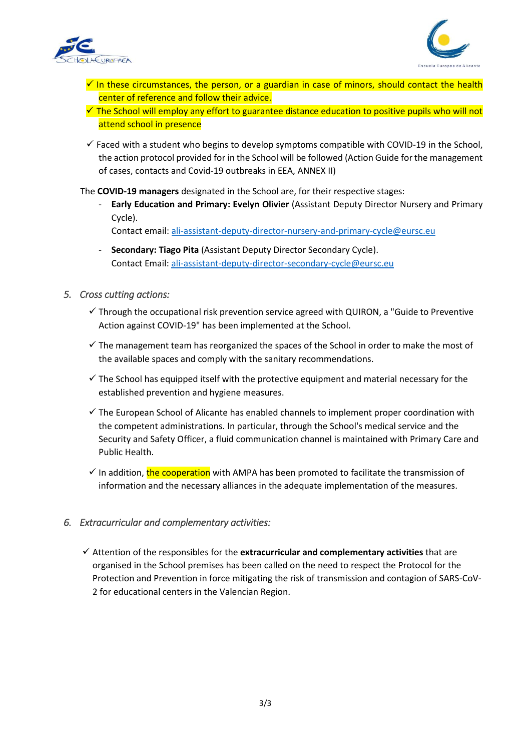- ✓ In these circumstances, the person, or a guardian in case of minors, should contact the health center of reference and follow their advice.
- ✓ The School will employ any effort to guarantee distance education to positive pupils who will not attend school in presence
- ✓ Faced with a student who begins to develop symptoms compatible with COVID-19 in the School, the action protocol provided for in the School will be followed (Action Guide for the management of cases, contacts and Covid-19 outbreaks in EEA, ANNEX II)

The **COVID-19 managers** designated in the School are, for their respective stages:

- **Early Education and Primary: Evelyn Olivier** (Assistant Deputy Director Nursery and Primary Cycle).
  Contact email: ali-assistant-deputy-director-nursery-and-primary-cycle@eursc.eu
- **Secondary: Tiago Pita** (Assistant Deputy Director Secondary Cycle).
  Contact Email: ali-assistant-deputy-director-secondary-cycle@eursc.eu

5. *Cross cutting actions:*

- ✓ Through the occupational risk prevention service agreed with QUIRON, a "Guide to Preventive Action against COVID-19" has been implemented at the School.
- ✓ The management team has reorganized the spaces of the School in order to make the most of the available spaces and comply with the sanitary recommendations.
- ✓ The School has equipped itself with the protective equipment and material necessary for the established prevention and hygiene measures.
- ✓ The European School of Alicante has enabled channels to implement proper coordination with the competent administrations. In particular, through the School's medical service and the Security and Safety Officer, a fluid communication channel is maintained with Primary Care and Public Health.
- ✓ In addition, the cooperation with AMPA has been promoted to facilitate the transmission of information and the necessary alliances in the adequate implementation of the measures.

6. *Extracurricular and complementary activities:*

- ✓ Attention of the responsibles for the **extracurricular and complementary activities** that are organised in the School premises has been called on the need to respect the Protocol for the Protection and Prevention in force mitigating the risk of transmission and contagion of SARS-CoV-2 for educational centers in the Valencian Region.